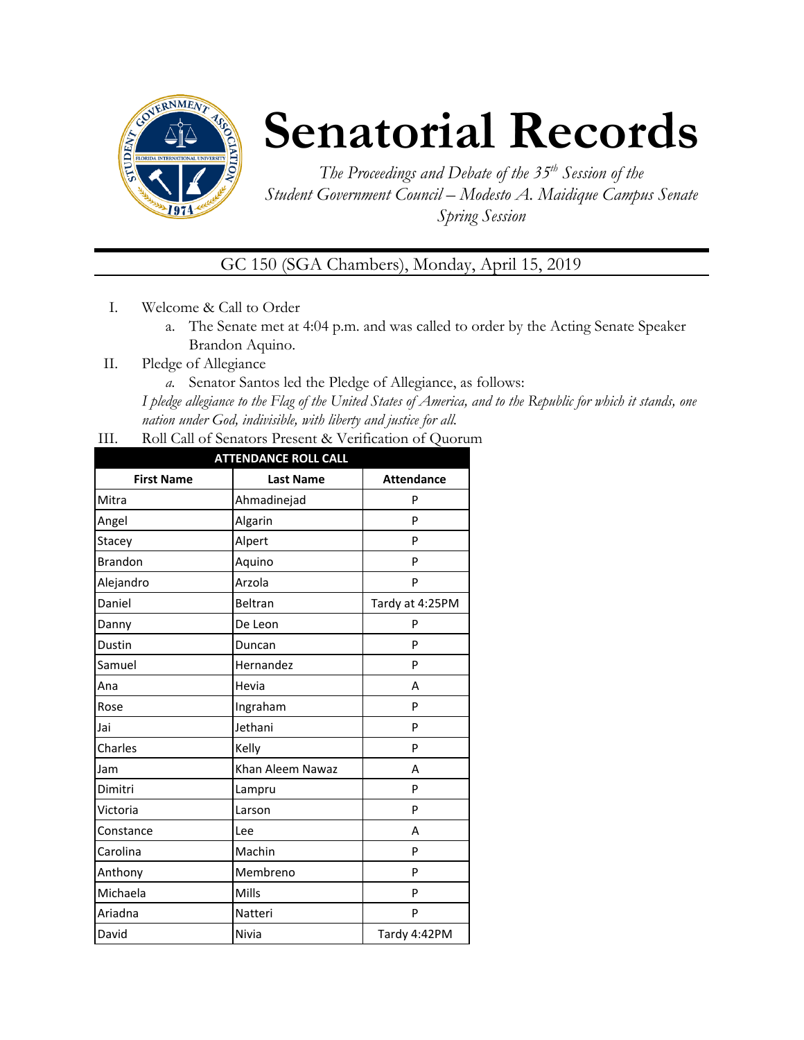# Senatorial Records

*The Proceedings and Debate of the 35th Session of the Student Government Council – Modesto A. Maidique Campus Senate Spring Session*

## GC 150 (SGA Chambers), Monday, April 15, 2019

I. Welcome & Call to Order
   a. The Senate met at 4:04 p.m. and was called to order by the Acting Senate Speaker Brandon Aquino.

II. Pledge of Allegiance
   a. Senator Santos led the Pledge of Allegiance, as follows:

   *I pledge allegiance to the Flag of the United States of America, and to the Republic for which it stands, one nation under God, indivisible, with liberty and justice for all.*

III. Roll Call of Senators Present & Verification of Quorum

| ATTENDANCE ROLL CALL | | |
|---|---|---|
| **First Name** | **Last Name** | **Attendance** |
| Mitra | Ahmadinejad | P |
| Angel | Algarin | P |
| Stacey | Alpert | P |
| Brandon | Aquino | P |
| Alejandro | Arzola | P |
| Daniel | Beltran | Tardy at 4:25PM |
| Danny | De Leon | P |
| Dustin | Duncan | P |
| Samuel | Hernandez | P |
| Ana | Hevia | A |
| Rose | Ingraham | P |
| Jai | Jethani | P |
| Charles | Kelly | P |
| Jam | Khan Aleem Nawaz | A |
| Dimitri | Lampru | P |
| Victoria | Larson | P |
| Constance | Lee | A |
| Carolina | Machin | P |
| Anthony | Membreno | P |
| Michaela | Mills | P |
| Ariadna | Natteri | P |
| David | Nivia | Tardy 4:42PM |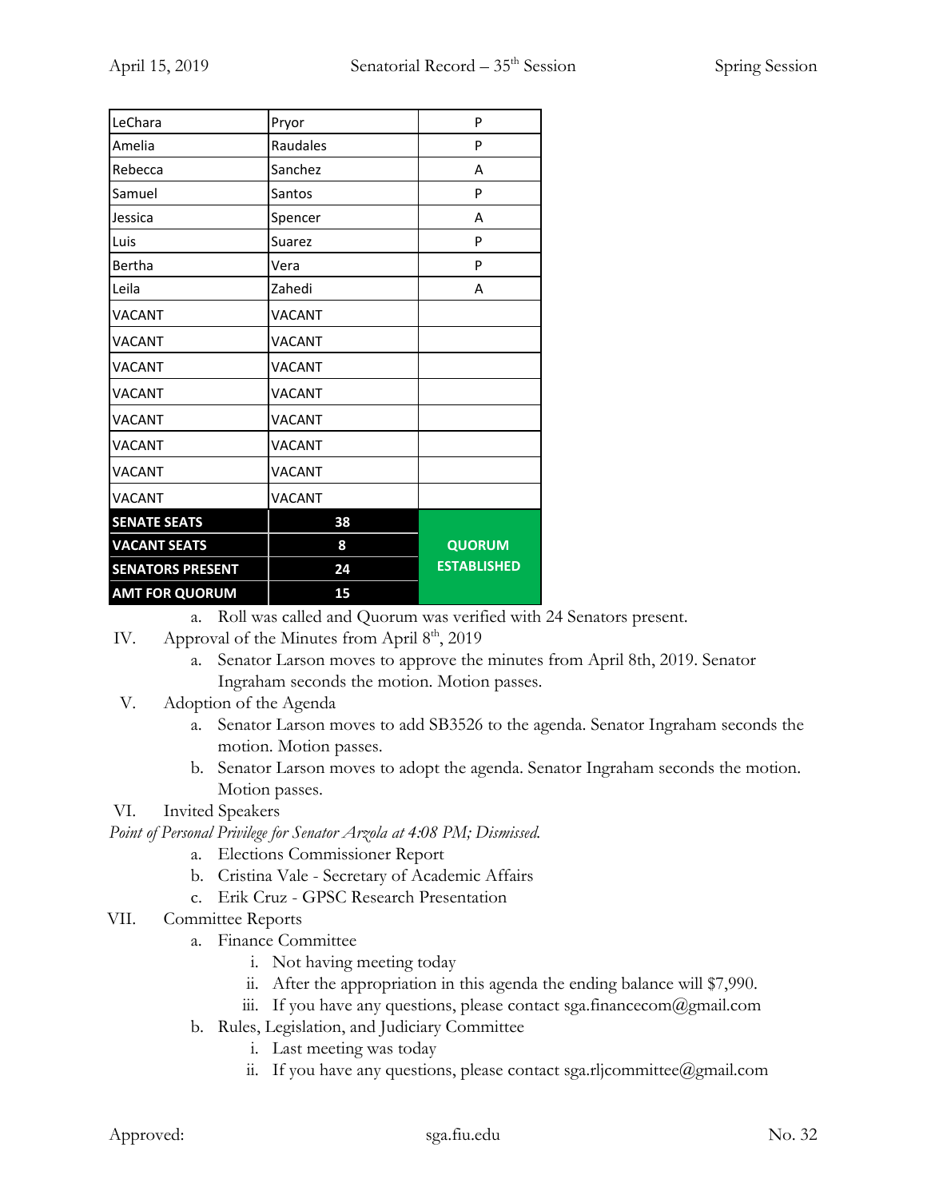| LeChara | Pryor | P |
|---|---|---|
| Amelia | Raudales | P |
| Rebecca | Sanchez | A |
| Samuel | Santos | P |
| Jessica | Spencer | A |
| Luis | Suarez | P |
| Bertha | Vera | P |
| Leila | Zahedi | A |
| VACANT | VACANT | |
| VACANT | VACANT | |
| VACANT | VACANT | |
| VACANT | VACANT | |
| VACANT | VACANT | |
| VACANT | VACANT | |
| VACANT | VACANT | |
| VACANT | VACANT | |
| **SENATE SEATS** | **38** | **QUORUM ESTABLISHED** |
| **VACANT SEATS** | **8** | |
| **SENATORS PRESENT** | **24** | |
| **AMT FOR QUORUM** | **15** | |

a. Roll was called and Quorum was verified with 24 Senators present.

IV. Approval of the Minutes from April 8th, 2019
   a. Senator Larson moves to approve the minutes from April 8th, 2019. Senator Ingraham seconds the motion. Motion passes.

V. Adoption of the Agenda
   a. Senator Larson moves to add SB3526 to the agenda. Senator Ingraham seconds the motion. Motion passes.
   b. Senator Larson moves to adopt the agenda. Senator Ingraham seconds the motion. Motion passes.

VI. Invited Speakers

*Point of Personal Privilege for Senator Arzola at 4:08 PM; Dismissed.*

   a. Elections Commissioner Report
   b. Cristina Vale - Secretary of Academic Affairs
   c. Erik Cruz - GPSC Research Presentation

VII. Committee Reports
   a. Finance Committee
      i. Not having meeting today
      ii. After the appropriation in this agenda the ending balance will $7,990.
      iii. If you have any questions, please contact sga.financecom@gmail.com
   b. Rules, Legislation, and Judiciary Committee
      i. Last meeting was today
      ii. If you have any questions, please contact sga.rljcommittee@gmail.com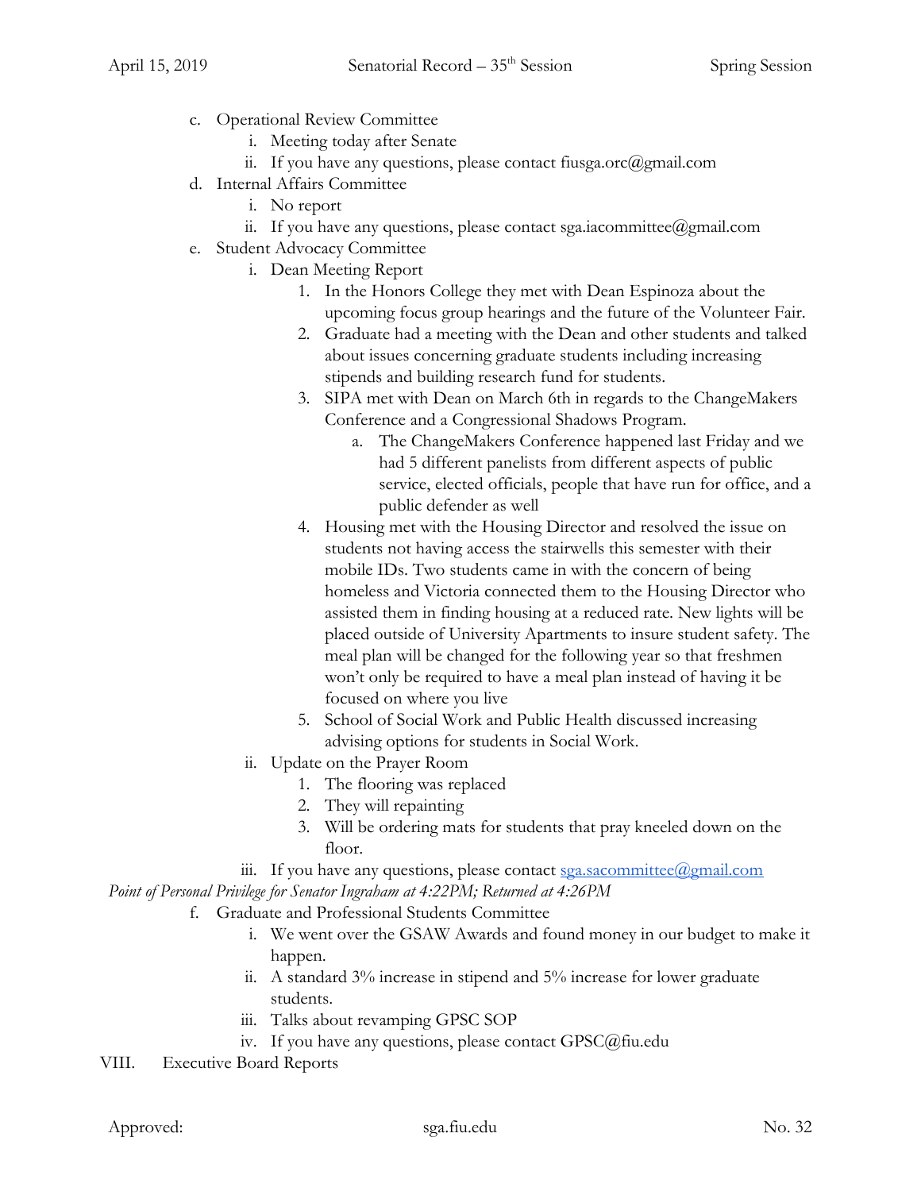c. Operational Review Committee
    i. Meeting today after Senate
    ii. If you have any questions, please contact fiusga.orc@gmail.com
d. Internal Affairs Committee
    i. No report
    ii. If you have any questions, please contact sga.iacommittee@gmail.com
e. Student Advocacy Committee
    i. Dean Meeting Report
        1. In the Honors College they met with Dean Espinoza about the upcoming focus group hearings and the future of the Volunteer Fair.
        2. Graduate had a meeting with the Dean and other students and talked about issues concerning graduate students including increasing stipends and building research fund for students.
        3. SIPA met with Dean on March 6th in regards to the ChangeMakers Conference and a Congressional Shadows Program.
            a. The ChangeMakers Conference happened last Friday and we had 5 different panelists from different aspects of public service, elected officials, people that have run for office, and a public defender as well
        4. Housing met with the Housing Director and resolved the issue on students not having access the stairwells this semester with their mobile IDs. Two students came in with the concern of being homeless and Victoria connected them to the Housing Director who assisted them in finding housing at a reduced rate. New lights will be placed outside of University Apartments to insure student safety. The meal plan will be changed for the following year so that freshmen won't only be required to have a meal plan instead of having it be focused on where you live
        5. School of Social Work and Public Health discussed increasing advising options for students in Social Work.
    ii. Update on the Prayer Room
        1. The flooring was replaced
        2. They will repainting
        3. Will be ordering mats for students that pray kneeled down on the floor.
    iii. If you have any questions, please contact sga.sacommittee@gmail.com

*Point of Personal Privilege for Senator Ingraham at 4:22PM; Returned at 4:26PM*

f. Graduate and Professional Students Committee
    i. We went over the GSAW Awards and found money in our budget to make it happen.
    ii. A standard 3% increase in stipend and 5% increase for lower graduate students.
    iii. Talks about revamping GPSC SOP
    iv. If you have any questions, please contact GPSC@fiu.edu

VIII. Executive Board Reports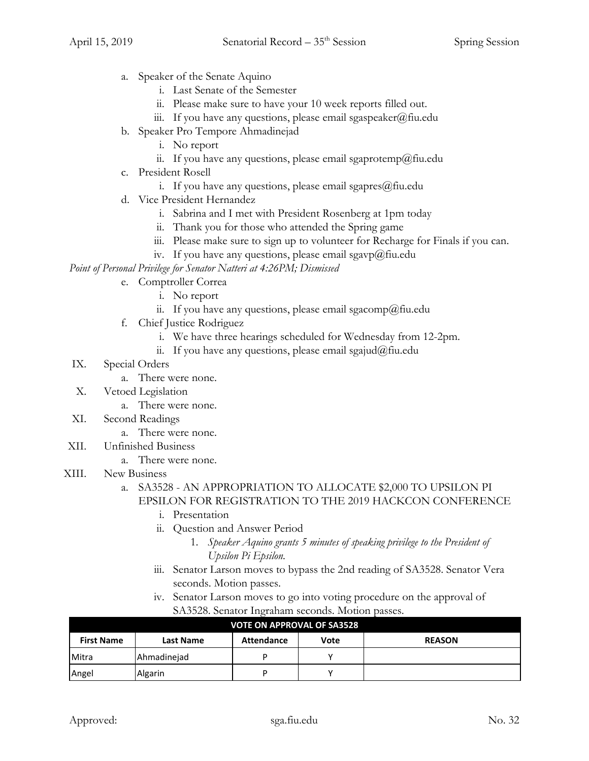a. Speaker of the Senate Aquino
    i. Last Senate of the Semester
    ii. Please make sure to have your 10 week reports filled out.
    iii. If you have any questions, please email sgaspeaker@fiu.edu
b. Speaker Pro Tempore Ahmadinejad
    i. No report
    ii. If you have any questions, please email sgaprotemp@fiu.edu
c. President Rosell
    i. If you have any questions, please email sgapres@fiu.edu
d. Vice President Hernandez
    i. Sabrina and I met with President Rosenberg at 1pm today
    ii. Thank you for those who attended the Spring game
    iii. Please make sure to sign up to volunteer for Recharge for Finals if you can.
    iv. If you have any questions, please email sgavp@fiu.edu

*Point of Personal Privilege for Senator Natteri at 4:26PM; Dismissed*

e. Comptroller Correa
    i. No report
    ii. If you have any questions, please email sgacomp@fiu.edu
f. Chief Justice Rodriguez
    i. We have three hearings scheduled for Wednesday from 12-2pm.
    ii. If you have any questions, please email sgajud@fiu.edu

IX. Special Orders
    a. There were none.

X. Vetoed Legislation
    a. There were none.

XI. Second Readings
    a. There were none.

XII. Unfinished Business
    a. There were none.

XIII. New Business
    a. SA3528 - AN APPROPRIATION TO ALLOCATE $2,000 TO UPSILON PI EPSILON FOR REGISTRATION TO THE 2019 HACKCON CONFERENCE
        i. Presentation
        ii. Question and Answer Period
            1. *Speaker Aquino grants 5 minutes of speaking privilege to the President of Upsilon Pi Epsilon.*
        iii. Senator Larson moves to bypass the 2nd reading of SA3528. Senator Vera seconds. Motion passes.
        iv. Senator Larson moves to go into voting procedure on the approval of SA3528. Senator Ingraham seconds. Motion passes.

| VOTE ON APPROVAL OF SA3528 | | | | |
|---|---|---|---|---|
| **First Name** | **Last Name** | **Attendance** | **Vote** | **REASON** |
| Mitra | Ahmadinejad | P | Y | |
| Angel | Algarin | P | Y | |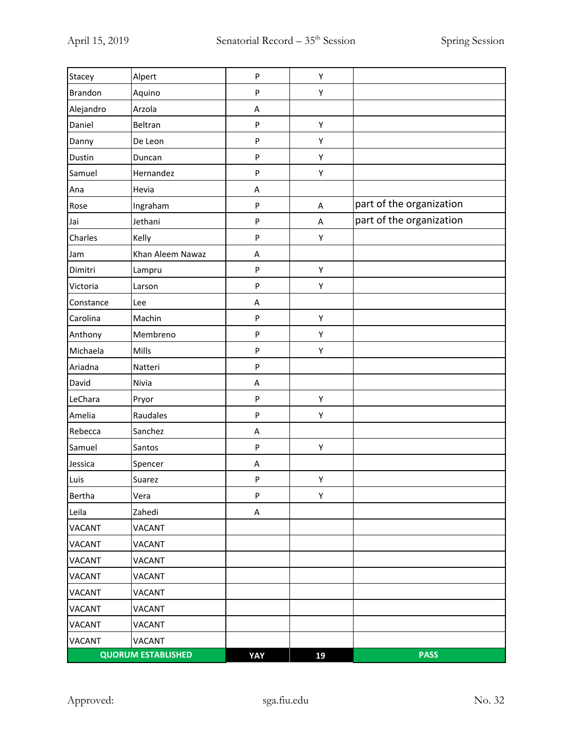| Stacey | Alpert | P | Y | |
|---|---|---|---|---|
| Brandon | Aquino | P | Y | |
| Alejandro | Arzola | A | | |
| Daniel | Beltran | P | Y | |
| Danny | De Leon | P | Y | |
| Dustin | Duncan | P | Y | |
| Samuel | Hernandez | P | Y | |
| Ana | Hevia | A | | |
| Rose | Ingraham | P | A | part of the organization |
| Jai | Jethani | P | A | part of the organization |
| Charles | Kelly | P | Y | |
| Jam | Khan Aleem Nawaz | A | | |
| Dimitri | Lampru | P | Y | |
| Victoria | Larson | P | Y | |
| Constance | Lee | A | | |
| Carolina | Machin | P | Y | |
| Anthony | Membreno | P | Y | |
| Michaela | Mills | P | Y | |
| Ariadna | Natteri | P | | |
| David | Nivia | A | | |
| LeChara | Pryor | P | Y | |
| Amelia | Raudales | P | Y | |
| Rebecca | Sanchez | A | | |
| Samuel | Santos | P | Y | |
| Jessica | Spencer | A | | |
| Luis | Suarez | P | Y | |
| Bertha | Vera | P | Y | |
| Leila | Zahedi | A | | |
| VACANT | VACANT | | | |
| VACANT | VACANT | | | |
| VACANT | VACANT | | | |
| VACANT | VACANT | | | |
| VACANT | VACANT | | | |
| VACANT | VACANT | | | |
| VACANT | VACANT | | | |
| VACANT | VACANT | | | |
| **QUORUM ESTABLISHED** | | **YAY** | **19** | **PASS** |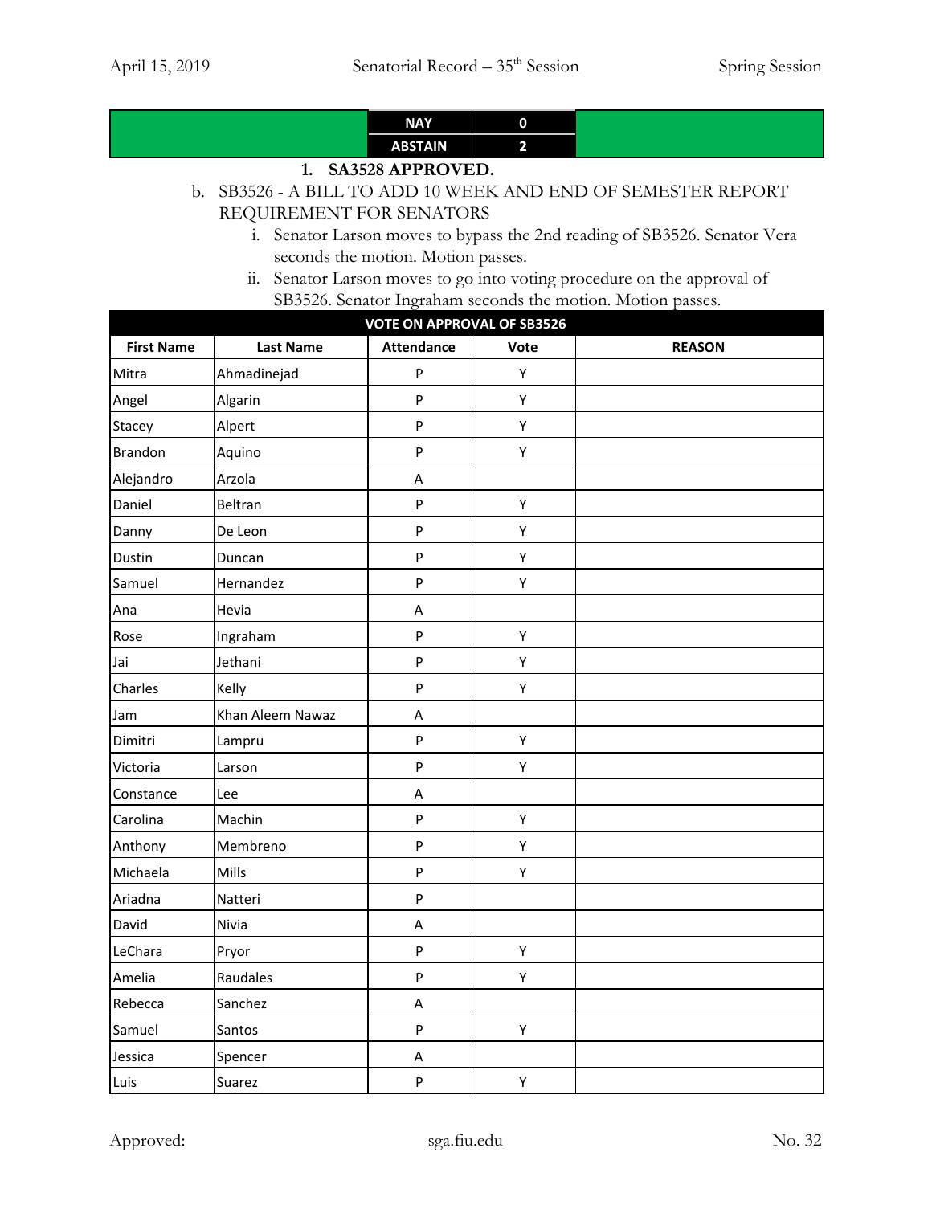| | NAY | 0 | |
|---|---|---|---|
| | ABSTAIN | 2 | |

1. **SA3528 APPROVED.**

b. SB3526 - A BILL TO ADD 10 WEEK AND END OF SEMESTER REPORT REQUIREMENT FOR SENATORS

i. Senator Larson moves to bypass the 2nd reading of SB3526. Senator Vera seconds the motion. Motion passes.

ii. Senator Larson moves to go into voting procedure on the approval of SB3526. Senator Ingraham seconds the motion. Motion passes.

| VOTE ON APPROVAL OF SB3526 | | | | |
|---|---|---|---|---|
| **First Name** | **Last Name** | **Attendance** | **Vote** | **REASON** |
| Mitra | Ahmadinejad | P | Y | |
| Angel | Algarin | P | Y | |
| Stacey | Alpert | P | Y | |
| Brandon | Aquino | P | Y | |
| Alejandro | Arzola | A | | |
| Daniel | Beltran | P | Y | |
| Danny | De Leon | P | Y | |
| Dustin | Duncan | P | Y | |
| Samuel | Hernandez | P | Y | |
| Ana | Hevia | A | | |
| Rose | Ingraham | P | Y | |
| Jai | Jethani | P | Y | |
| Charles | Kelly | P | Y | |
| Jam | Khan Aleem Nawaz | A | | |
| Dimitri | Lampru | P | Y | |
| Victoria | Larson | P | Y | |
| Constance | Lee | A | | |
| Carolina | Machin | P | Y | |
| Anthony | Membreno | P | Y | |
| Michaela | Mills | P | Y | |
| Ariadna | Natteri | P | | |
| David | Nivia | A | | |
| LeChara | Pryor | P | Y | |
| Amelia | Raudales | P | Y | |
| Rebecca | Sanchez | A | | |
| Samuel | Santos | P | Y | |
| Jessica | Spencer | A | | |
| Luis | Suarez | P | Y | |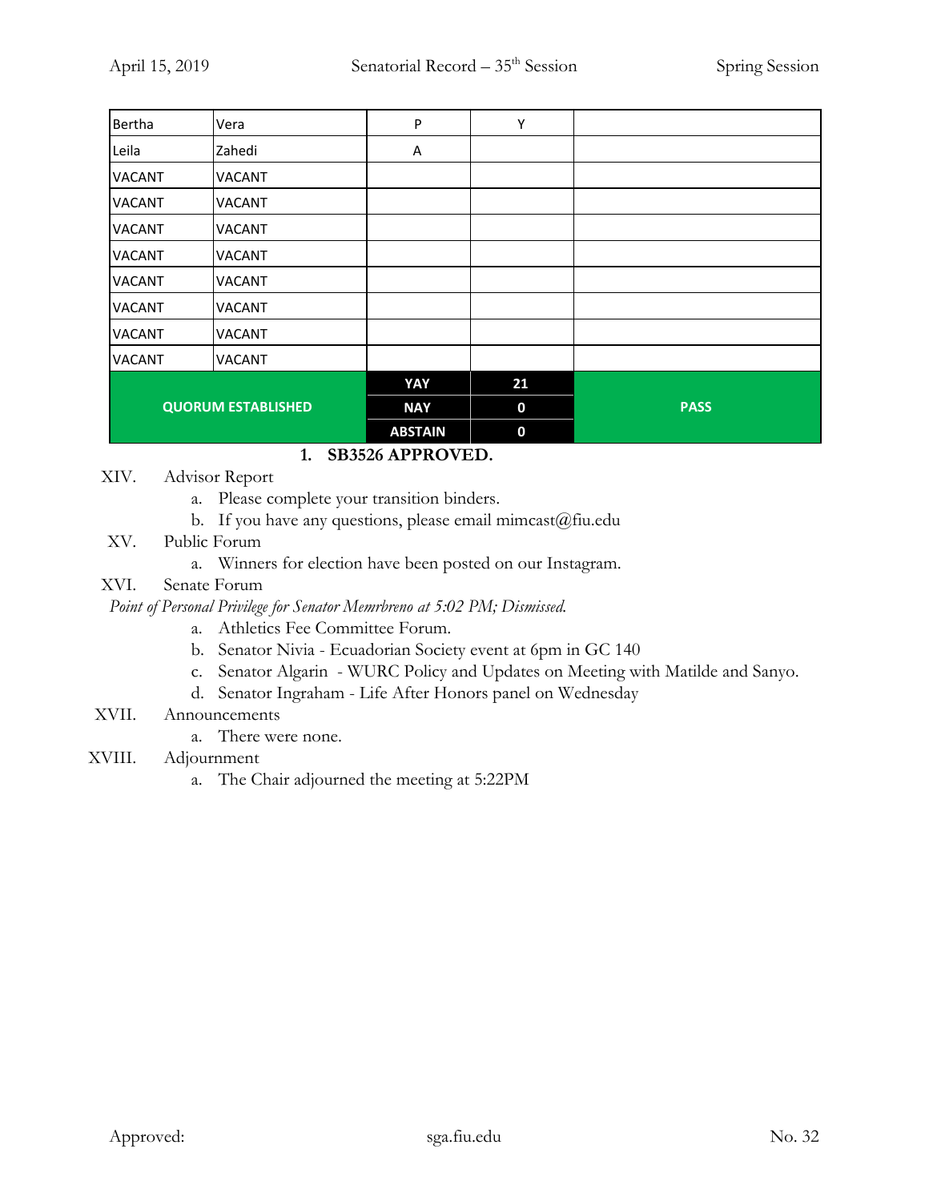| | | | | |
|---|---|---|---|---|
| Bertha | Vera | P | Y | |
| Leila | Zahedi | A | | |
| VACANT | VACANT | | | |
| VACANT | VACANT | | | |
| VACANT | VACANT | | | |
| VACANT | VACANT | | | |
| VACANT | VACANT | | | |
| VACANT | VACANT | | | |
| VACANT | VACANT | | | |
| VACANT | VACANT | | | |
| **QUORUM ESTABLISHED** | | **YAY** | **21** | **PASS** |
| | | **NAY** | **0** | |
| | | **ABSTAIN** | **0** | |

1. **SB3526 APPROVED.**

XIV. Advisor Report
  a. Please complete your transition binders.
  b. If you have any questions, please email mimcast@fiu.edu

XV. Public Forum
  a. Winners for election have been posted on our Instagram.

XVI. Senate Forum

*Point of Personal Privilege for Senator Memrbreno at 5:02 PM; Dismissed.*

  a. Athletics Fee Committee Forum.
  b. Senator Nivia - Ecuadorian Society event at 6pm in GC 140
  c. Senator Algarin - WURC Policy and Updates on Meeting with Matilde and Sanyo.
  d. Senator Ingraham - Life After Honors panel on Wednesday

XVII. Announcements
  a. There were none.

XVIII. Adjournment
  a. The Chair adjourned the meeting at 5:22PM

Approved: